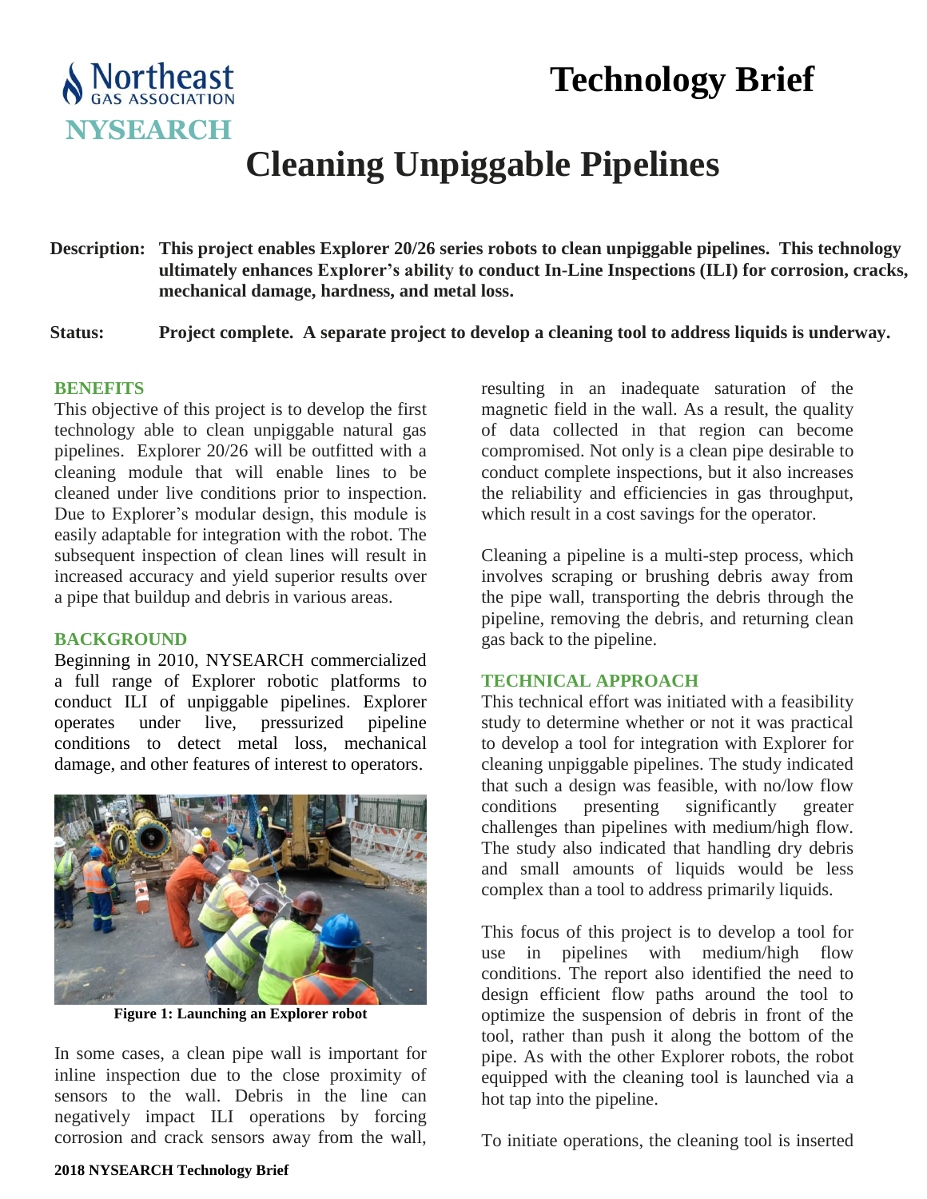Northeast GAS ASSOCIATION

NYSEARCH

# Technology Brief

# Cleaning Unpiggable Pipelines

**Description:** **This project enables Explorer 20/26 series robots to clean unpiggable pipelines. This technology ultimately enhances Explorer's ability to conduct In-Line Inspections (ILI) for corrosion, cracks, mechanical damage, hardness, and metal loss.**

**Status:** **Project complete. A separate project to develop a cleaning tool to address liquids is underway.**

## BENEFITS

This objective of this project is to develop the first technology able to clean unpiggable natural gas pipelines. Explorer 20/26 will be outfitted with a cleaning module that will enable lines to be cleaned under live conditions prior to inspection. Due to Explorer's modular design, this module is easily adaptable for integration with the robot. The subsequent inspection of clean lines will result in increased accuracy and yield superior results over a pipe that buildup and debris in various areas.

## BACKGROUND

Beginning in 2010, NYSEARCH commercialized a full range of Explorer robotic platforms to conduct ILI of unpiggable pipelines. Explorer operates under live, pressurized pipeline conditions to detect metal loss, mechanical damage, and other features of interest to operators.

**Figure 1: Launching an Explorer robot**

In some cases, a clean pipe wall is important for inline inspection due to the close proximity of sensors to the wall. Debris in the line can negatively impact ILI operations by forcing corrosion and crack sensors away from the wall, resulting in an inadequate saturation of the magnetic field in the wall. As a result, the quality of data collected in that region can become compromised. Not only is a clean pipe desirable to conduct complete inspections, but it also increases the reliability and efficiencies in gas throughput, which result in a cost savings for the operator.

Cleaning a pipeline is a multi-step process, which involves scraping or brushing debris away from the pipe wall, transporting the debris through the pipeline, removing the debris, and returning clean gas back to the pipeline.

## TECHNICAL APPROACH

This technical effort was initiated with a feasibility study to determine whether or not it was practical to develop a tool for integration with Explorer for cleaning unpiggable pipelines. The study indicated that such a design was feasible, with no/low flow conditions presenting significantly greater challenges than pipelines with medium/high flow. The study also indicated that handling dry debris and small amounts of liquids would be less complex than a tool to address primarily liquids.

This focus of this project is to develop a tool for use in pipelines with medium/high flow conditions. The report also identified the need to design efficient flow paths around the tool to optimize the suspension of debris in front of the tool, rather than push it along the bottom of the pipe. As with the other Explorer robots, the robot equipped with the cleaning tool is launched via a hot tap into the pipeline.

To initiate operations, the cleaning tool is inserted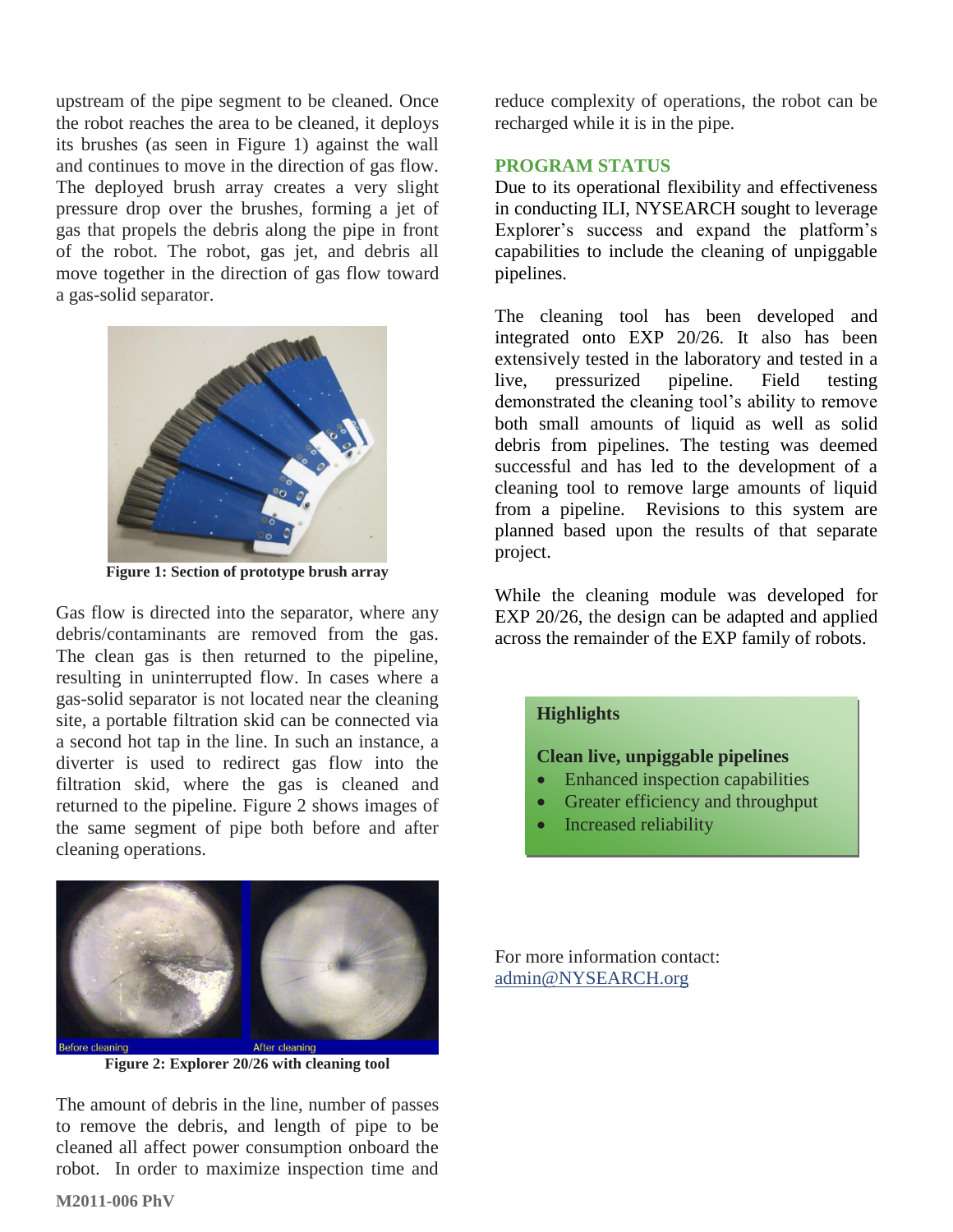upstream of the pipe segment to be cleaned. Once the robot reaches the area to be cleaned, it deploys its brushes (as seen in Figure 1) against the wall and continues to move in the direction of gas flow. The deployed brush array creates a very slight pressure drop over the brushes, forming a jet of gas that propels the debris along the pipe in front of the robot. The robot, gas jet, and debris all move together in the direction of gas flow toward a gas-solid separator.

**Figure 1: Section of prototype brush array**

Gas flow is directed into the separator, where any debris/contaminants are removed from the gas. The clean gas is then returned to the pipeline, resulting in uninterrupted flow. In cases where a gas-solid separator is not located near the cleaning site, a portable filtration skid can be connected via a second hot tap in the line. In such an instance, a diverter is used to redirect gas flow into the filtration skid, where the gas is cleaned and returned to the pipeline. Figure 2 shows images of the same segment of pipe both before and after cleaning operations.

Before cleaning

After cleaning

**Figure 2: Explorer 20/26 with cleaning tool**

The amount of debris in the line, number of passes to remove the debris, and length of pipe to be cleaned all affect power consumption onboard the robot. In order to maximize inspection time and reduce complexity of operations, the robot can be recharged while it is in the pipe.

## PROGRAM STATUS

Due to its operational flexibility and effectiveness in conducting ILI, NYSEARCH sought to leverage Explorer's success and expand the platform's capabilities to include the cleaning of unpiggable pipelines.

The cleaning tool has been developed and integrated onto EXP 20/26. It also has been extensively tested in the laboratory and tested in a live, pressurized pipeline. Field testing demonstrated the cleaning tool's ability to remove both small amounts of liquid as well as solid debris from pipelines. The testing was deemed successful and has led to the development of a cleaning tool to remove large amounts of liquid from a pipeline. Revisions to this system are planned based upon the results of that separate project.

While the cleaning module was developed for EXP 20/26, the design can be adapted and applied across the remainder of the EXP family of robots.

**Highlights**

**Clean live, unpiggable pipelines**

- Enhanced inspection capabilities
- Greater efficiency and throughput
- Increased reliability

For more information contact:
admin@NYSEARCH.org